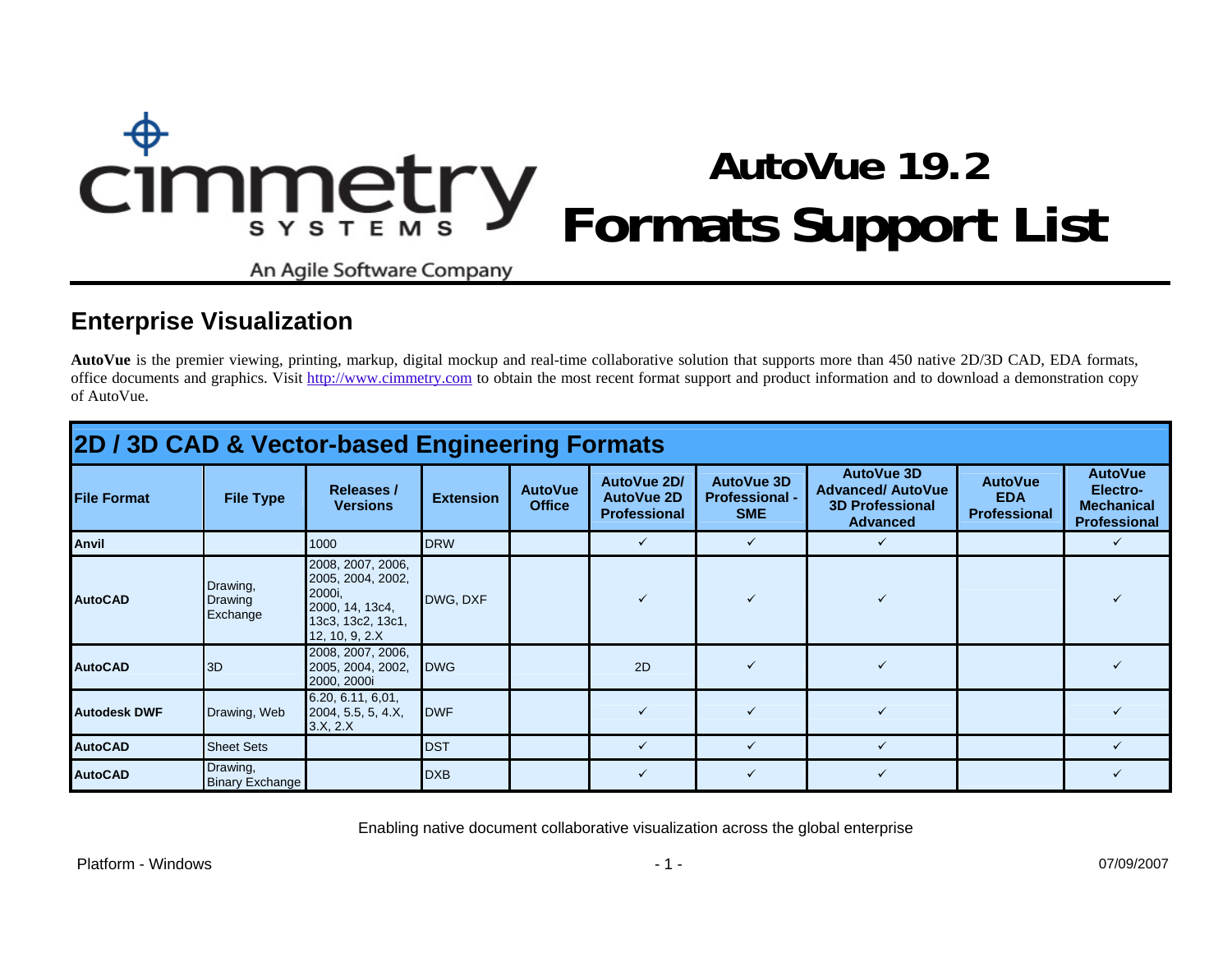# AutoVue 19.2 Formats Support List

cimmetry SYSTEMS

An Agile Software Company

## Enterprise Visualization

**AutoVue** is the premier viewing, printing, markup, digital mockup and real-time collaborative solution that supports more than 450 native 2D/3D CAD, EDA formats, office documents and graphics. Visit http://www.cimmetry.com to obtain the most recent format support and product information and to download a demonstration copy of AutoVue.

### 2D / 3D CAD & Vector-based Engineering Formats

| File Format | File Type | Releases / Versions | Extension | AutoVue Office | AutoVue 2D/ AutoVue 2D Professional | AutoVue 3D Professional - SME | AutoVue 3D Advanced/ AutoVue 3D Professional Advanced | AutoVue EDA Professional | AutoVue Electro-Mechanical Professional |
|---|---|---|---|---|---|---|---|---|---|
| **Anvil** | | 1000 | DRW | | ✓ | ✓ | ✓ | | ✓ |
| **AutoCAD** | Drawing, Drawing Exchange | 2008, 2007, 2006, 2005, 2004, 2002, 2000i, 2000, 14, 13c4, 13c3, 13c2, 13c1, 12, 10, 9, 2.X | DWG, DXF | | ✓ | ✓ | ✓ | | ✓ |
| **AutoCAD** | 3D | 2008, 2007, 2006, 2005, 2004, 2002, 2000, 2000i | DWG | | 2D | ✓ | ✓ | | ✓ |
| **Autodesk DWF** | Drawing, Web | 6.20, 6.11, 6,01, 2004, 5.5, 5, 4.X, 3.X, 2.X | DWF | | ✓ | ✓ | ✓ | | ✓ |
| **AutoCAD** | Sheet Sets | | DST | | ✓ | ✓ | ✓ | | ✓ |
| **AutoCAD** | Drawing, Binary Exchange | | DXB | | ✓ | ✓ | ✓ | | ✓ |

Enabling native document collaborative visualization across the global enterprise

Platform - Windows

07/09/2007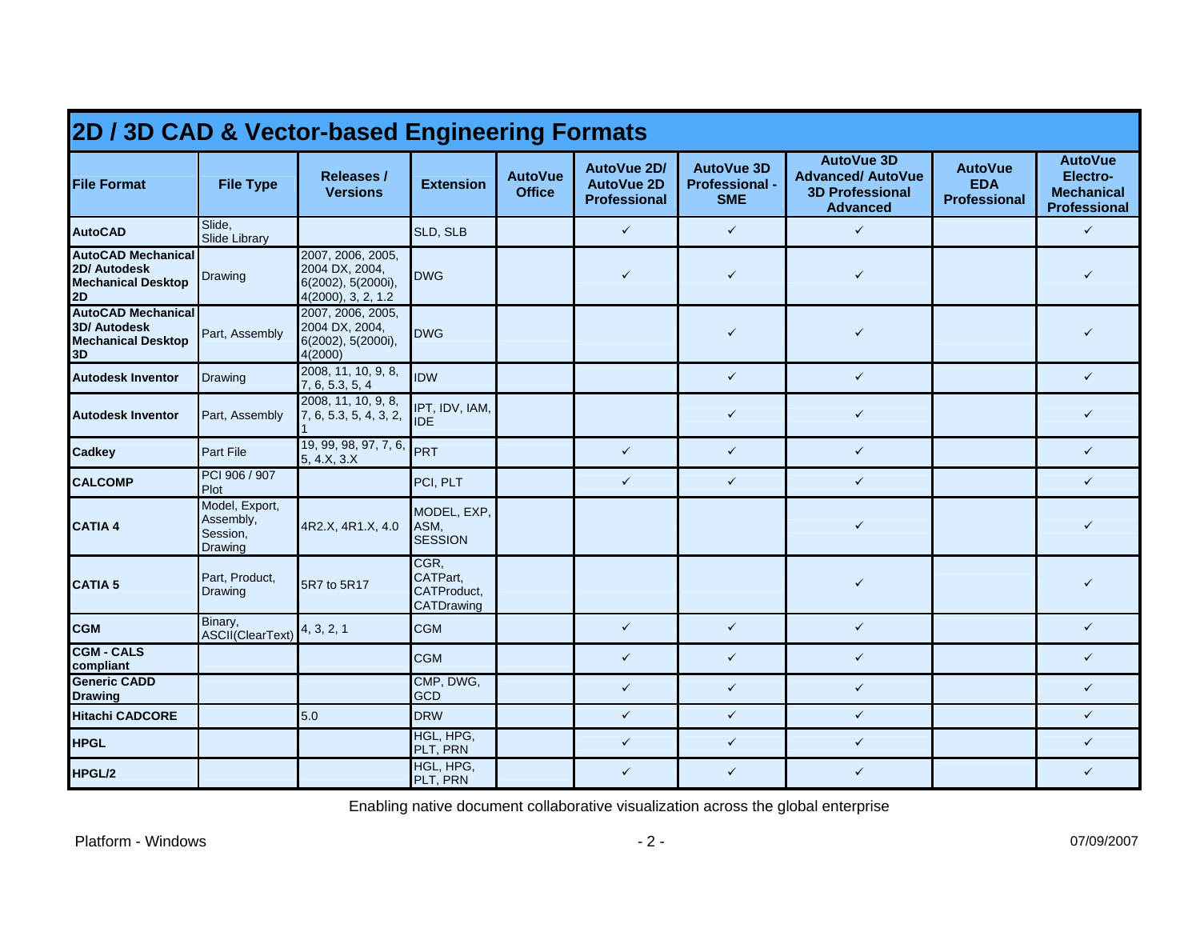## 2D / 3D CAD & Vector-based Engineering Formats

| File Format | File Type | Releases / Versions | Extension | AutoVue Office | AutoVue 2D/ AutoVue 2D Professional | AutoVue 3D Professional - SME | AutoVue 3D Advanced/ AutoVue 3D Professional Advanced | AutoVue EDA Professional | AutoVue Electro-Mechanical Professional |
|---|---|---|---|---|---|---|---|---|---|
| **AutoCAD** | Slide, Slide Library | | SLD, SLB | | ✓ | ✓ | ✓ | | ✓ |
| **AutoCAD Mechanical 2D/ Autodesk Mechanical Desktop 2D** | Drawing | 2007, 2006, 2005, 2004 DX, 2004, 6(2002), 5(2000i), 4(2000), 3, 2, 1.2 | DWG | | ✓ | ✓ | ✓ | | ✓ |
| **AutoCAD Mechanical 3D/ Autodesk Mechanical Desktop 3D** | Part, Assembly | 2007, 2006, 2005, 2004 DX, 2004, 6(2002), 5(2000i), 4(2000) | DWG | | | ✓ | ✓ | | ✓ |
| **Autodesk Inventor** | Drawing | 2008, 11, 10, 9, 8, 7, 6, 5.3, 5, 4 | IDW | | | ✓ | ✓ | | ✓ |
| **Autodesk Inventor** | Part, Assembly | 2008, 11, 10, 9, 8, 7, 6, 5.3, 5, 4, 3, 2, 1 | IPT, IDV, IAM, IDE | | | ✓ | ✓ | | ✓ |
| **Cadkey** | Part File | 19, 99, 98, 97, 7, 6, 5, 4.X, 3.X | PRT | | ✓ | ✓ | ✓ | | ✓ |
| **CALCOMP** | PCI 906 / 907 Plot | | PCI, PLT | | ✓ | ✓ | ✓ | | ✓ |
| **CATIA 4** | Model, Export, Assembly, Session, Drawing | 4R2.X, 4R1.X, 4.0 | MODEL, EXP, ASM, SESSION | | | | ✓ | | ✓ |
| **CATIA 5** | Part, Product, Drawing | 5R7 to 5R17 | CGR, CATPart, CATProduct, CATDrawing | | | | ✓ | | ✓ |
| **CGM** | Binary, ASCII(ClearText) | 4, 3, 2, 1 | CGM | | ✓ | ✓ | ✓ | | ✓ |
| **CGM - CALS compliant** | | | CGM | | ✓ | ✓ | ✓ | | ✓ |
| **Generic CADD Drawing** | | | CMP, DWG, GCD | | ✓ | ✓ | ✓ | | ✓ |
| **Hitachi CADCORE** | | 5.0 | DRW | | ✓ | ✓ | ✓ | | ✓ |
| **HPGL** | | | HGL, HPG, PLT, PRN | | ✓ | ✓ | ✓ | | ✓ |
| **HPGL/2** | | | HGL, HPG, PLT, PRN | | ✓ | ✓ | ✓ | | ✓ |

Enabling native document collaborative visualization across the global enterprise

Platform - Windows

07/09/2007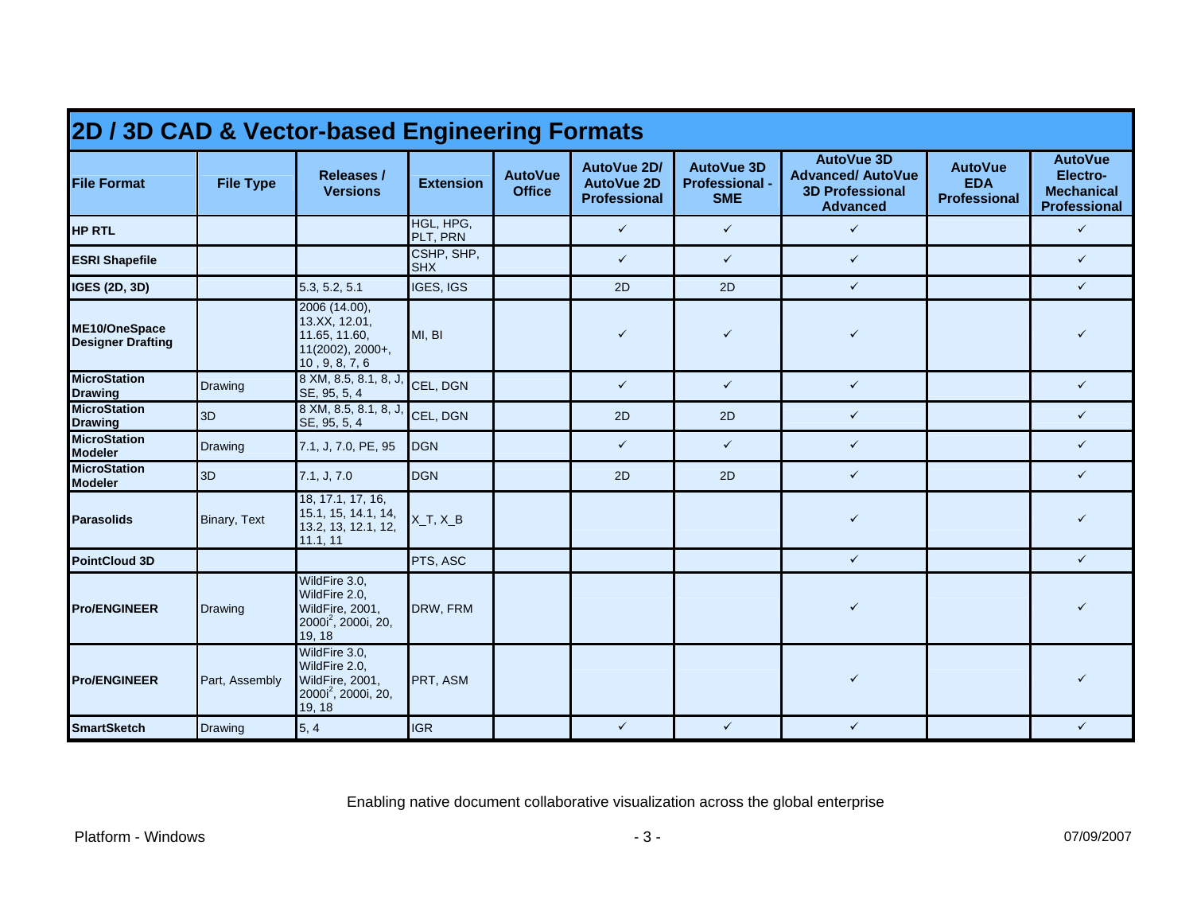## 2D / 3D CAD & Vector-based Engineering Formats

| File Format | File Type | Releases / Versions | Extension | AutoVue Office | AutoVue 2D/ AutoVue 2D Professional | AutoVue 3D Professional - SME | AutoVue 3D Advanced/ AutoVue 3D Professional Advanced | AutoVue EDA Professional | AutoVue Electro-Mechanical Professional |
|---|---|---|---|---|---|---|---|---|---|
| **HP RTL** | | | HGL, HPG, PLT, PRN | | ✓ | ✓ | ✓ | | ✓ |
| **ESRI Shapefile** | | | CSHP, SHP, SHX | | ✓ | ✓ | ✓ | | ✓ |
| **IGES (2D, 3D)** | | 5.3, 5.2, 5.1 | IGES, IGS | | 2D | 2D | ✓ | | ✓ |
| **ME10/OneSpace Designer Drafting** | | 2006 (14.00), 13.XX, 12.01, 11.65, 11.60, 11(2002), 2000+, 10 , 9, 8, 7, 6 | MI, BI | | ✓ | ✓ | ✓ | | ✓ |
| **MicroStation Drawing** | Drawing | 8 XM, 8.5, 8.1, 8, J, SE, 95, 5, 4 | CEL, DGN | | ✓ | ✓ | ✓ | | ✓ |
| **MicroStation Drawing** | 3D | 8 XM, 8.5, 8.1, 8, J, SE, 95, 5, 4 | CEL, DGN | | 2D | 2D | ✓ | | ✓ |
| **MicroStation Modeler** | Drawing | 7.1, J, 7.0, PE, 95 | DGN | | ✓ | ✓ | ✓ | | ✓ |
| **MicroStation Modeler** | 3D | 7.1, J, 7.0 | DGN | | 2D | 2D | ✓ | | ✓ |
| **Parasolids** | Binary, Text | 18, 17.1, 17, 16, 15.1, 15, 14.1, 14, 13.2, 13, 12.1, 12, 11.1, 11 | X_T, X_B | | | | ✓ | | ✓ |
| **PointCloud 3D** | | | PTS, ASC | | | | ✓ | | ✓ |
| **Pro/ENGINEER** | Drawing | WildFire 3.0, WildFire 2.0, WildFire, 2001, 2000i[2], 2000i, 20, 19, 18 | DRW, FRM | | | | ✓ | | ✓ |
| **Pro/ENGINEER** | Part, Assembly | WildFire 3.0, WildFire 2.0, WildFire, 2001, 2000i[2], 2000i, 20, 19, 18 | PRT, ASM | | | | ✓ | | ✓ |
| **SmartSketch** | Drawing | 5, 4 | IGR | | ✓ | ✓ | ✓ | | ✓ |

Enabling native document collaborative visualization across the global enterprise

Platform - Windows

07/09/2007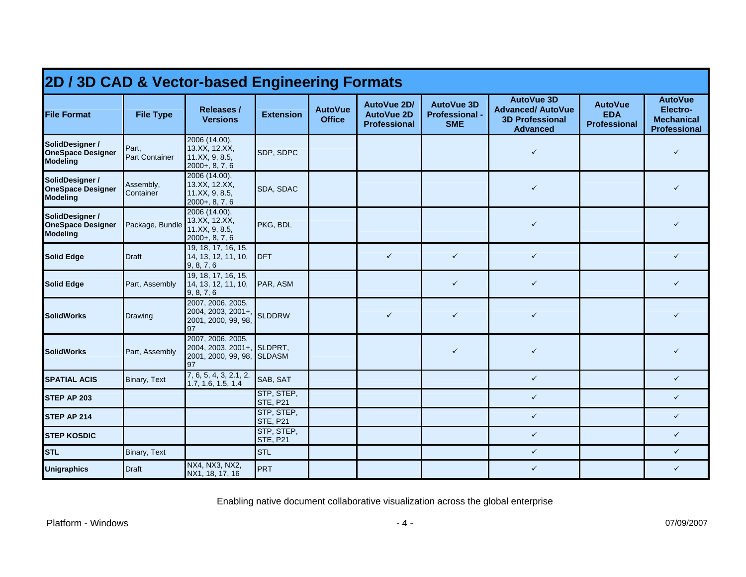## 2D / 3D CAD & Vector-based Engineering Formats

| File Format | File Type | Releases / Versions | Extension | AutoVue Office | AutoVue 2D/ AutoVue 2D Professional | AutoVue 3D Professional - SME | AutoVue 3D Advanced/ AutoVue 3D Professional Advanced | AutoVue EDA Professional | AutoVue Electro-Mechanical Professional |
|---|---|---|---|---|---|---|---|---|---|
| **SolidDesigner / OneSpace Designer Modeling** | Part, Part Container | 2006 (14.00), 13.XX, 12.XX, 11.XX, 9, 8.5, 2000+, 8, 7, 6 | SDP, SDPC | | | | ✓ | | ✓ |
| **SolidDesigner / OneSpace Designer Modeling** | Assembly, Container | 2006 (14.00), 13.XX, 12.XX, 11.XX, 9, 8.5, 2000+, 8, 7, 6 | SDA, SDAC | | | | ✓ | | ✓ |
| **SolidDesigner / OneSpace Designer Modeling** | Package, Bundle | 2006 (14.00), 13.XX, 12.XX, 11.XX, 9, 8.5, 2000+, 8, 7, 6 | PKG, BDL | | | | ✓ | | ✓ |
| **Solid Edge** | Draft | 19, 18, 17, 16, 15, 14, 13, 12, 11, 10, 9, 8, 7, 6 | DFT | | ✓ | ✓ | ✓ | | ✓ |
| **Solid Edge** | Part, Assembly | 19, 18, 17, 16, 15, 14, 13, 12, 11, 10, 9, 8, 7, 6 | PAR, ASM | | | ✓ | ✓ | | ✓ |
| **SolidWorks** | Drawing | 2007, 2006, 2005, 2004, 2003, 2001+, 2001, 2000, 99, 98, 97 | SLDDRW | | ✓ | ✓ | ✓ | | ✓ |
| **SolidWorks** | Part, Assembly | 2007, 2006, 2005, 2004, 2003, 2001+, 2001, 2000, 99, 98, 97 | SLDPRT, SLDASM | | | ✓ | ✓ | | ✓ |
| **SPATIAL ACIS** | Binary, Text | 7, 6, 5, 4, 3, 2.1, 2, 1.7, 1.6, 1.5, 1.4 | SAB, SAT | | | | ✓ | | ✓ |
| **STEP AP 203** | | | STP, STEP, STE, P21 | | | | ✓ | | ✓ |
| **STEP AP 214** | | | STP, STEP, STE, P21 | | | | ✓ | | ✓ |
| **STEP KOSDIC** | | | STP, STEP, STE, P21 | | | | ✓ | | ✓ |
| **STL** | Binary, Text | | STL | | | | ✓ | | ✓ |
| **Unigraphics** | Draft | NX4, NX3, NX2, NX1, 18, 17, 16 | PRT | | | | ✓ | | ✓ |

Enabling native document collaborative visualization across the global enterprise

Platform - Windows

07/09/2007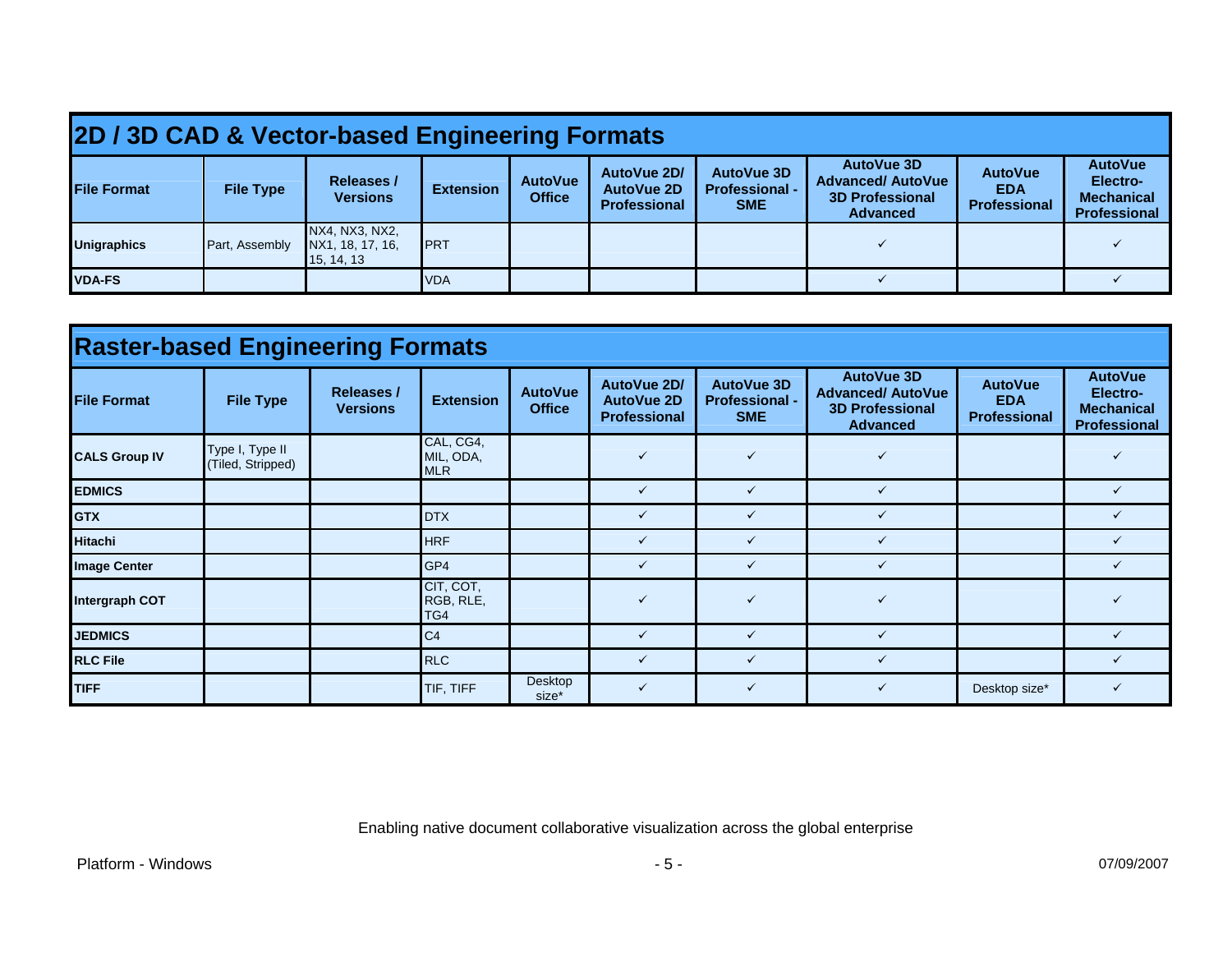## 2D / 3D CAD & Vector-based Engineering Formats

| File Format | File Type | Releases / Versions | Extension | AutoVue Office | AutoVue 2D/ AutoVue 2D Professional | AutoVue 3D Professional - SME | AutoVue 3D Advanced/ AutoVue 3D Professional Advanced | AutoVue EDA Professional | AutoVue Electro-Mechanical Professional |
|---|---|---|---|---|---|---|---|---|---|
| **Unigraphics** | Part, Assembly | NX4, NX3, NX2, NX1, 18, 17, 16, 15, 14, 13 | PRT | | | | ✓ | | ✓ |
| **VDA-FS** | | | VDA | | | | ✓ | | ✓ |

## Raster-based Engineering Formats

| File Format | File Type | Releases / Versions | Extension | AutoVue Office | AutoVue 2D/ AutoVue 2D Professional | AutoVue 3D Professional - SME | AutoVue 3D Advanced/ AutoVue 3D Professional Advanced | AutoVue EDA Professional | AutoVue Electro-Mechanical Professional |
|---|---|---|---|---|---|---|---|---|---|
| **CALS Group IV** | Type I, Type II (Tiled, Stripped) | | CAL, CG4, MIL, ODA, MLR | | ✓ | ✓ | ✓ | | ✓ |
| **EDMICS** | | | | | ✓ | ✓ | ✓ | | ✓ |
| **GTX** | | | DTX | | ✓ | ✓ | ✓ | | ✓ |
| **Hitachi** | | | HRF | | ✓ | ✓ | ✓ | | ✓ |
| **Image Center** | | | GP4 | | ✓ | ✓ | ✓ | | ✓ |
| **Intergraph COT** | | | CIT, COT, RGB, RLE, TG4 | | ✓ | ✓ | ✓ | | ✓ |
| **JEDMICS** | | | C4 | | ✓ | ✓ | ✓ | | ✓ |
| **RLC File** | | | RLC | | ✓ | ✓ | ✓ | | ✓ |
| **TIFF** | | | TIF, TIFF | Desktop size* | ✓ | ✓ | ✓ | Desktop size* | ✓ |

Enabling native document collaborative visualization across the global enterprise

Platform - Windows

07/09/2007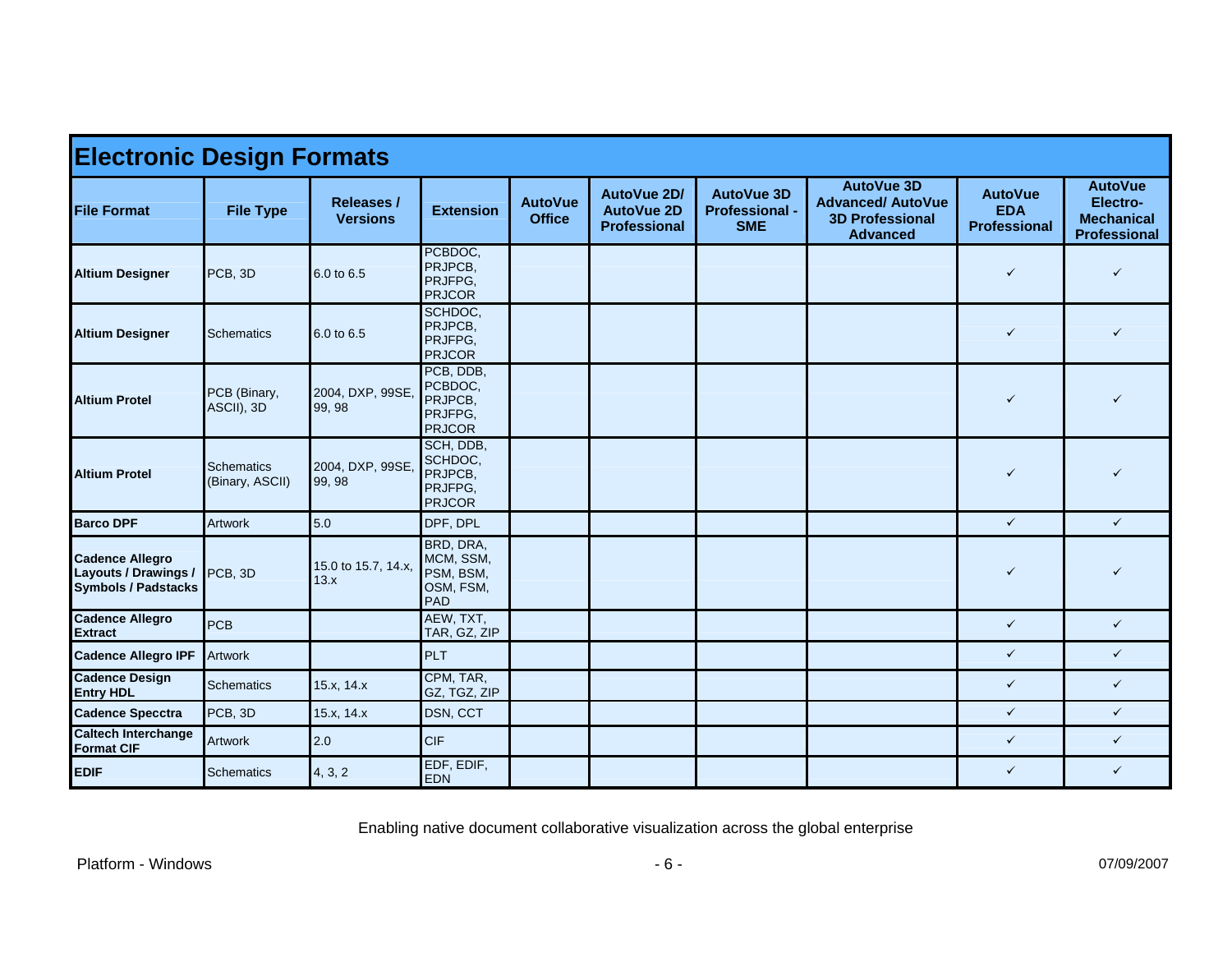# Electronic Design Formats

| File Format | File Type | Releases / Versions | Extension | AutoVue Office | AutoVue 2D/ AutoVue 2D Professional | AutoVue 3D Professional - SME | AutoVue 3D Advanced/ AutoVue 3D Professional Advanced | AutoVue EDA Professional | AutoVue Electro-Mechanical Professional |
|---|---|---|---|---|---|---|---|---|---|
| **Altium Designer** | PCB, 3D | 6.0 to 6.5 | PCBDOC, PRJPCB, PRJFPG, PRJCOR | | | | | ✓ | ✓ |
| **Altium Designer** | Schematics | 6.0 to 6.5 | SCHDOC, PRJPCB, PRJFPG, PRJCOR | | | | | ✓ | ✓ |
| **Altium Protel** | PCB (Binary, ASCII), 3D | 2004, DXP, 99SE, 99, 98 | PCB, DDB, PCBDOC, PRJPCB, PRJFPG, PRJCOR | | | | | ✓ | ✓ |
| **Altium Protel** | Schematics (Binary, ASCII) | 2004, DXP, 99SE, 99, 98 | SCH, DDB, SCHDOC, PRJPCB, PRJFPG, PRJCOR | | | | | ✓ | ✓ |
| **Barco DPF** | Artwork | 5.0 | DPF, DPL | | | | | ✓ | ✓ |
| **Cadence Allegro Layouts / Drawings / Symbols / Padstacks** | PCB, 3D | 15.0 to 15.7, 14.x, 13.x | BRD, DRA, MCM, SSM, PSM, BSM, OSM, FSM, PAD | | | | | ✓ | ✓ |
| **Cadence Allegro Extract** | PCB | | AEW, TXT, TAR, GZ, ZIP | | | | | ✓ | ✓ |
| **Cadence Allegro IPF** | Artwork | | PLT | | | | | ✓ | ✓ |
| **Cadence Design Entry HDL** | Schematics | 15.x, 14.x | CPM, TAR, GZ, TGZ, ZIP | | | | | ✓ | ✓ |
| **Cadence Specctra** | PCB, 3D | 15.x, 14.x | DSN, CCT | | | | | ✓ | ✓ |
| **Caltech Interchange Format CIF** | Artwork | 2.0 | CIF | | | | | ✓ | ✓ |
| **EDIF** | Schematics | 4, 3, 2 | EDF, EDIF, EDN | | | | | ✓ | ✓ |

Enabling native document collaborative visualization across the global enterprise

Platform - Windows

07/09/2007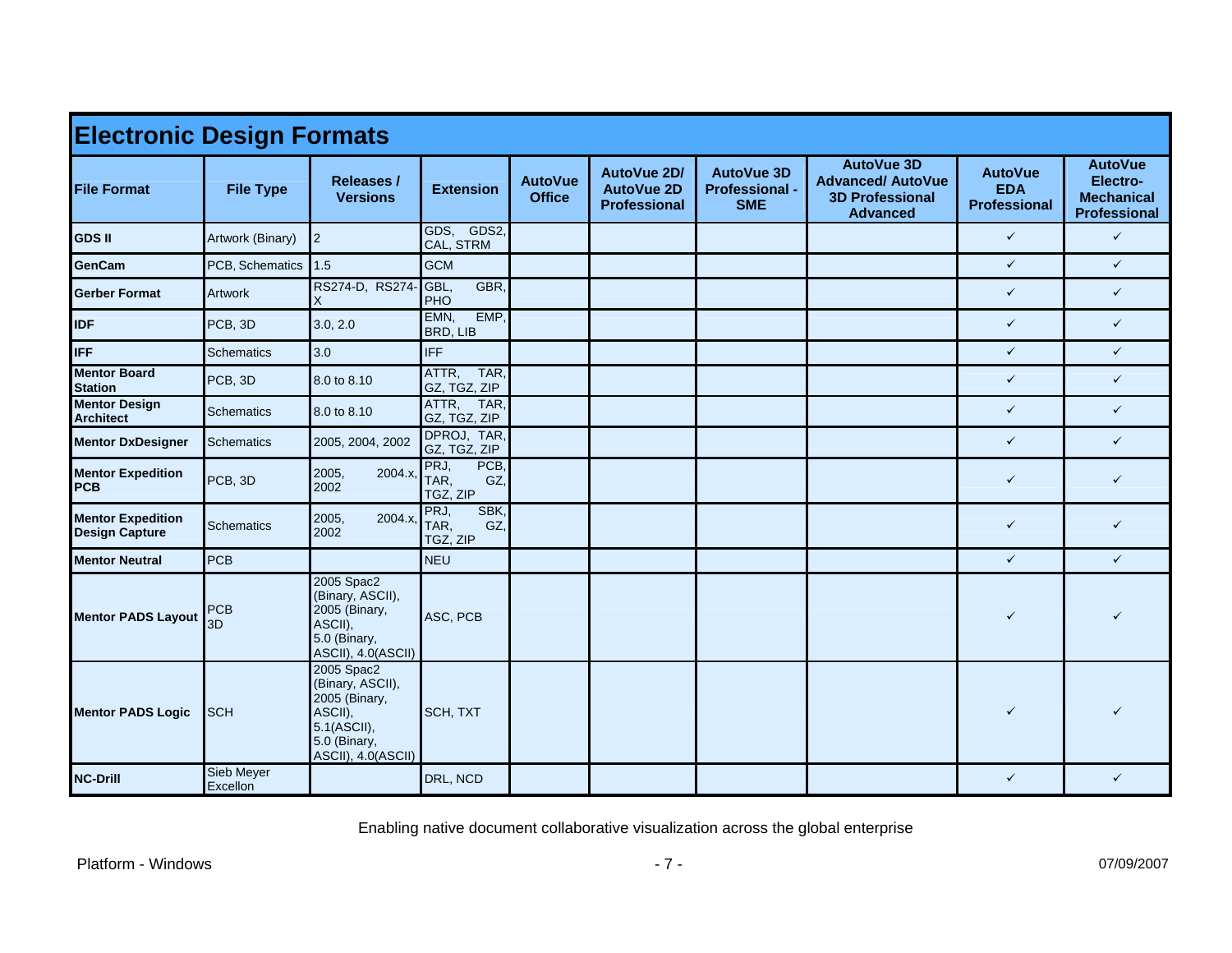# Electronic Design Formats

| File Format | File Type | Releases / Versions | Extension | AutoVue Office | AutoVue 2D/ AutoVue 2D Professional | AutoVue 3D Professional - SME | AutoVue 3D Advanced/ AutoVue 3D Professional Advanced | AutoVue EDA Professional | AutoVue Electro-Mechanical Professional |
|---|---|---|---|---|---|---|---|---|---|
| **GDS II** | Artwork (Binary) | 2 | GDS, GDS2, CAL, STRM | | | | | ✓ | ✓ |
| **GenCam** | PCB, Schematics | 1.5 | GCM | | | | | ✓ | ✓ |
| **Gerber Format** | Artwork | RS274-D, RS274-X | GBL, GBR, PHO | | | | | ✓ | ✓ |
| **IDF** | PCB, 3D | 3.0, 2.0 | EMN, EMP, BRD, LIB | | | | | ✓ | ✓ |
| **IFF** | Schematics | 3.0 | IFF | | | | | ✓ | ✓ |
| **Mentor Board Station** | PCB, 3D | 8.0 to 8.10 | ATTR, TAR, GZ, TGZ, ZIP | | | | | ✓ | ✓ |
| **Mentor Design Architect** | Schematics | 8.0 to 8.10 | ATTR, TAR, GZ, TGZ, ZIP | | | | | ✓ | ✓ |
| **Mentor DxDesigner** | Schematics | 2005, 2004, 2002 | DPROJ, TAR, GZ, TGZ, ZIP | | | | | ✓ | ✓ |
| **Mentor Expedition PCB** | PCB, 3D | 2005, 2004.x, 2002 | PRJ, PCB, TAR, GZ, TGZ, ZIP | | | | | ✓ | ✓ |
| **Mentor Expedition Design Capture** | Schematics | 2005, 2004.x, 2002 | PRJ, SBK, TAR, GZ, TGZ, ZIP | | | | | ✓ | ✓ |
| **Mentor Neutral** | PCB | | NEU | | | | | ✓ | ✓ |
| **Mentor PADS Layout** | PCB 3D | 2005 Spac2 (Binary, ASCII), 2005 (Binary, ASCII), 5.0 (Binary, ASCII), 4.0(ASCII) | ASC, PCB | | | | | ✓ | ✓ |
| **Mentor PADS Logic** | SCH | 2005 Spac2 (Binary, ASCII), 2005 (Binary, ASCII), 5.1(ASCII), 5.0 (Binary, ASCII), 4.0(ASCII) | SCH, TXT | | | | | ✓ | ✓ |
| **NC-Drill** | Sieb Meyer Excellon | | DRL, NCD | | | | | ✓ | ✓ |

Enabling native document collaborative visualization across the global enterprise

Platform - Windows

07/09/2007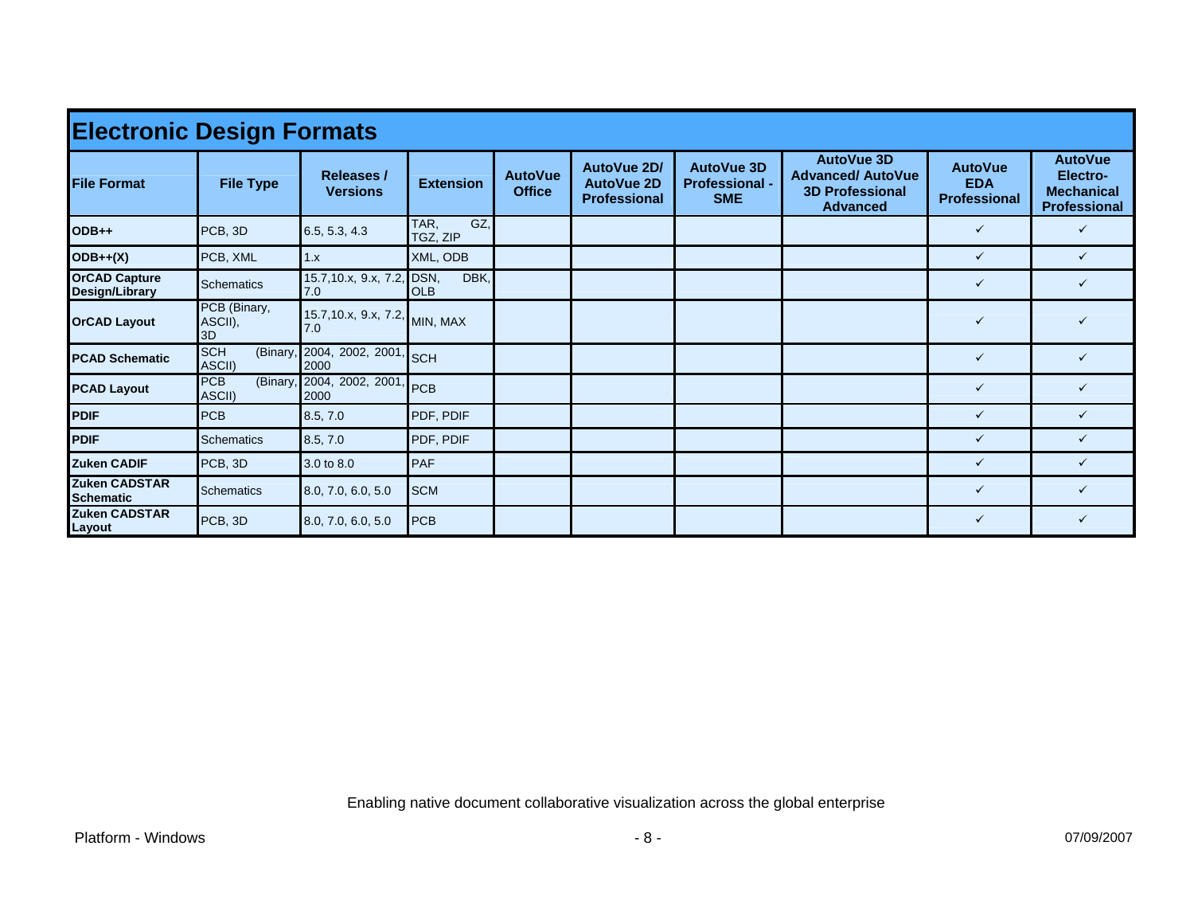## Electronic Design Formats

| File Format | File Type | Releases / Versions | Extension | AutoVue Office | AutoVue 2D/ AutoVue 2D Professional | AutoVue 3D Professional - SME | AutoVue 3D Advanced/ AutoVue 3D Professional Advanced | AutoVue EDA Professional | AutoVue Electro-Mechanical Professional |
|---|---|---|---|---|---|---|---|---|---|
| **ODB++** | PCB, 3D | 6.5, 5.3, 4.3 | TAR, GZ, TGZ, ZIP | | | | | ✓ | ✓ |
| **ODB++(X)** | PCB, XML | 1.x | XML, ODB | | | | | ✓ | ✓ |
| **OrCAD Capture Design/Library** | Schematics | 15.7,10.x, 9.x, 7.2, 7.0 | DSN, DBK, OLB | | | | | ✓ | ✓ |
| **OrCAD Layout** | PCB (Binary, ASCII), 3D | 15.7,10.x, 9.x, 7.2, 7.0 | MIN, MAX | | | | | ✓ | ✓ |
| **PCAD Schematic** | SCH (Binary, ASCII) | 2004, 2002, 2001, 2000 | SCH | | | | | ✓ | ✓ |
| **PCAD Layout** | PCB (Binary, ASCII) | 2004, 2002, 2001, 2000 | PCB | | | | | ✓ | ✓ |
| **PDIF** | PCB | 8.5, 7.0 | PDF, PDIF | | | | | ✓ | ✓ |
| **PDIF** | Schematics | 8.5, 7.0 | PDF, PDIF | | | | | ✓ | ✓ |
| **Zuken CADIF** | PCB, 3D | 3.0 to 8.0 | PAF | | | | | ✓ | ✓ |
| **Zuken CADSTAR Schematic** | Schematics | 8.0, 7.0, 6.0, 5.0 | SCM | | | | | ✓ | ✓ |
| **Zuken CADSTAR Layout** | PCB, 3D | 8.0, 7.0, 6.0, 5.0 | PCB | | | | | ✓ | ✓ |

Enabling native document collaborative visualization across the global enterprise

Platform - Windows

07/09/2007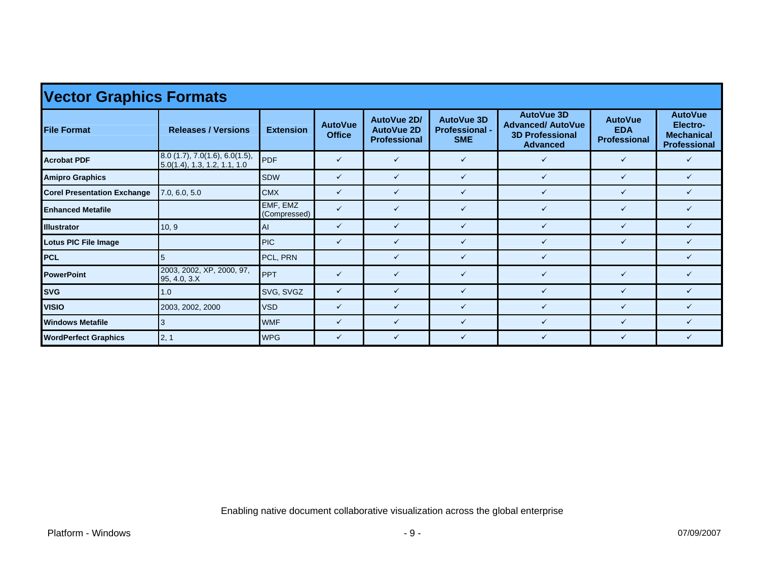## Vector Graphics Formats

| File Format | Releases / Versions | Extension | AutoVue Office | AutoVue 2D/ AutoVue 2D Professional | AutoVue 3D Professional - SME | AutoVue 3D Advanced/ AutoVue 3D Professional Advanced | AutoVue EDA Professional | AutoVue Electro-Mechanical Professional |
|---|---|---|---|---|---|---|---|---|
| **Acrobat PDF** | 8.0 (1.7), 7.0(1.6), 6.0(1.5), 5.0(1.4), 1.3, 1.2, 1.1, 1.0 | PDF | ✓ | ✓ | ✓ | ✓ | ✓ | ✓ |
| **Amipro Graphics** | | SDW | ✓ | ✓ | ✓ | ✓ | ✓ | ✓ |
| **Corel Presentation Exchange** | 7.0, 6.0, 5.0 | CMX | ✓ | ✓ | ✓ | ✓ | ✓ | ✓ |
| **Enhanced Metafile** | | EMF, EMZ (Compressed) | ✓ | ✓ | ✓ | ✓ | ✓ | ✓ |
| **Illustrator** | 10, 9 | AI | ✓ | ✓ | ✓ | ✓ | ✓ | ✓ |
| **Lotus PIC File Image** | | PIC | ✓ | ✓ | ✓ | ✓ | ✓ | ✓ |
| **PCL** | 5 | PCL, PRN | | ✓ | ✓ | ✓ | | ✓ |
| **PowerPoint** | 2003, 2002, XP, 2000, 97, 95, 4.0, 3.X | PPT | ✓ | ✓ | ✓ | ✓ | ✓ | ✓ |
| **SVG** | 1.0 | SVG, SVGZ | ✓ | ✓ | ✓ | ✓ | ✓ | ✓ |
| **VISIO** | 2003, 2002, 2000 | VSD | ✓ | ✓ | ✓ | ✓ | ✓ | ✓ |
| **Windows Metafile** | 3 | WMF | ✓ | ✓ | ✓ | ✓ | ✓ | ✓ |
| **WordPerfect Graphics** | 2, 1 | WPG | ✓ | ✓ | ✓ | ✓ | ✓ | ✓ |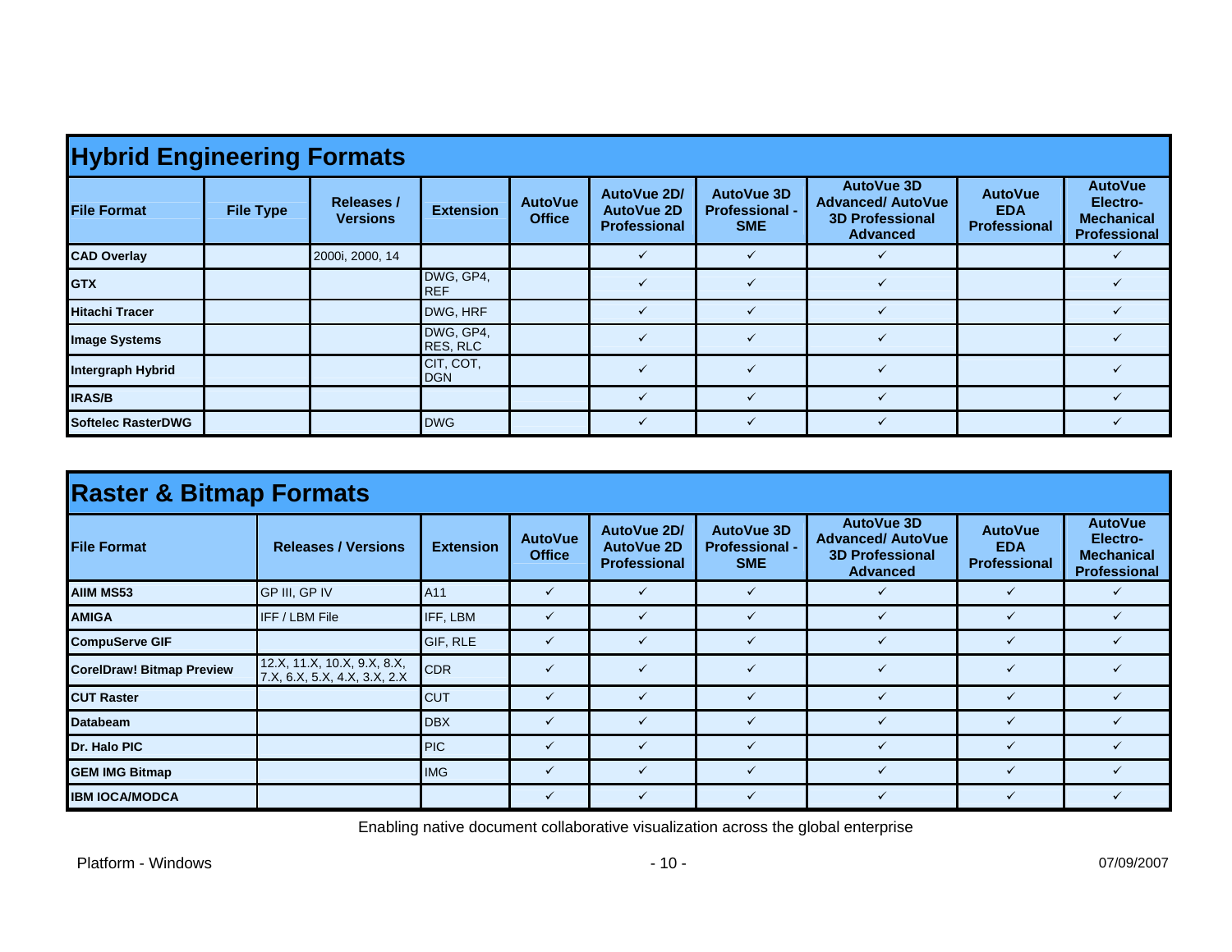## Hybrid Engineering Formats

| File Format | File Type | Releases / Versions | Extension | AutoVue Office | AutoVue 2D/ AutoVue 2D Professional | AutoVue 3D Professional - SME | AutoVue 3D Advanced/ AutoVue 3D Professional Advanced | AutoVue EDA Professional | AutoVue Electro-Mechanical Professional |
|---|---|---|---|---|---|---|---|---|---|
| **CAD Overlay** | | 2000i, 2000, 14 | | | ✓ | ✓ | ✓ | | ✓ |
| **GTX** | | | DWG, GP4, REF | | ✓ | ✓ | ✓ | | ✓ |
| **Hitachi Tracer** | | | DWG, HRF | | ✓ | ✓ | ✓ | | ✓ |
| **Image Systems** | | | DWG, GP4, RES, RLC | | ✓ | ✓ | ✓ | | ✓ |
| **Intergraph Hybrid** | | | CIT, COT, DGN | | ✓ | ✓ | ✓ | | ✓ |
| **IRAS/B** | | | | | ✓ | ✓ | ✓ | | ✓ |
| **Softelec RasterDWG** | | | DWG | | ✓ | ✓ | ✓ | | ✓ |

## Raster & Bitmap Formats

| File Format | Releases / Versions | Extension | AutoVue Office | AutoVue 2D/ AutoVue 2D Professional | AutoVue 3D Professional - SME | AutoVue 3D Advanced/ AutoVue 3D Professional Advanced | AutoVue EDA Professional | AutoVue Electro-Mechanical Professional |
|---|---|---|---|---|---|---|---|---|
| **AIIM MS53** | GP III, GP IV | A11 | ✓ | ✓ | ✓ | ✓ | ✓ | ✓ |
| **AMIGA** | IFF / LBM File | IFF, LBM | ✓ | ✓ | ✓ | ✓ | ✓ | ✓ |
| **CompuServe GIF** | | GIF, RLE | ✓ | ✓ | ✓ | ✓ | ✓ | ✓ |
| **CorelDraw! Bitmap Preview** | 12.X, 11.X, 10.X, 9.X, 8.X, 7.X, 6.X, 5.X, 4.X, 3.X, 2.X | CDR | ✓ | ✓ | ✓ | ✓ | ✓ | ✓ |
| **CUT Raster** | | CUT | ✓ | ✓ | ✓ | ✓ | ✓ | ✓ |
| **Databeam** | | DBX | ✓ | ✓ | ✓ | ✓ | ✓ | ✓ |
| **Dr. Halo PIC** | | PIC | ✓ | ✓ | ✓ | ✓ | ✓ | ✓ |
| **GEM IMG Bitmap** | | IMG | ✓ | ✓ | ✓ | ✓ | ✓ | ✓ |
| **IBM IOCA/MODCA** | | | ✓ | ✓ | ✓ | ✓ | ✓ | ✓ |

Enabling native document collaborative visualization across the global enterprise

Platform - Windows

07/09/2007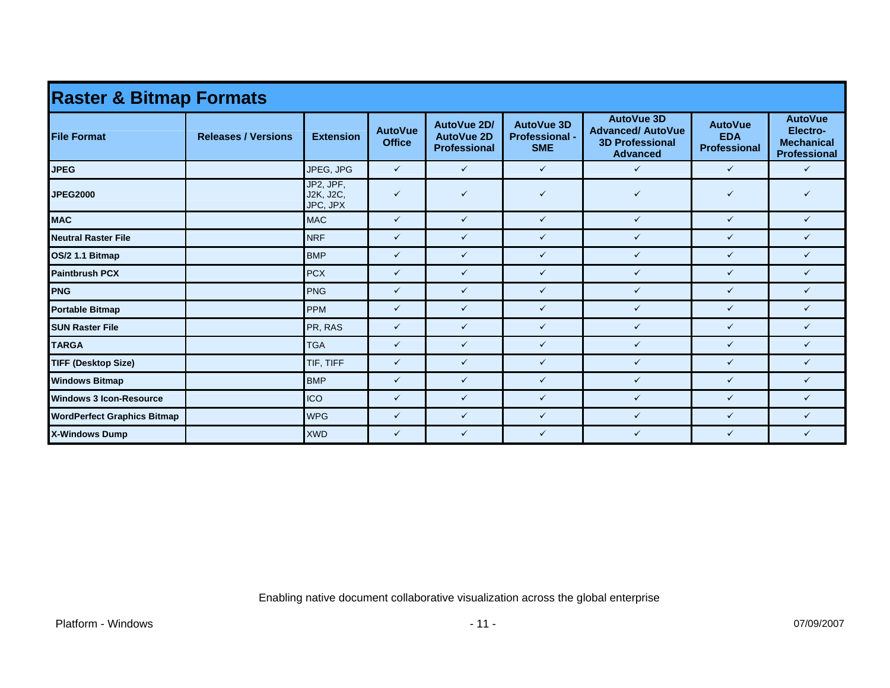## Raster & Bitmap Formats

| File Format | Releases / Versions | Extension | AutoVue Office | AutoVue 2D/ AutoVue 2D Professional | AutoVue 3D Professional - SME | AutoVue 3D Advanced/ AutoVue 3D Professional Advanced | AutoVue EDA Professional | AutoVue Electro-Mechanical Professional |
|---|---|---|---|---|---|---|---|---|
| **JPEG** | | JPEG, JPG | ✓ | ✓ | ✓ | ✓ | ✓ | ✓ |
| **JPEG2000** | | JP2, JPF, J2K, J2C, JPC, JPX | ✓ | ✓ | ✓ | ✓ | ✓ | ✓ |
| **MAC** | | MAC | ✓ | ✓ | ✓ | ✓ | ✓ | ✓ |
| **Neutral Raster File** | | NRF | ✓ | ✓ | ✓ | ✓ | ✓ | ✓ |
| **OS/2 1.1 Bitmap** | | BMP | ✓ | ✓ | ✓ | ✓ | ✓ | ✓ |
| **Paintbrush PCX** | | PCX | ✓ | ✓ | ✓ | ✓ | ✓ | ✓ |
| **PNG** | | PNG | ✓ | ✓ | ✓ | ✓ | ✓ | ✓ |
| **Portable Bitmap** | | PPM | ✓ | ✓ | ✓ | ✓ | ✓ | ✓ |
| **SUN Raster File** | | PR, RAS | ✓ | ✓ | ✓ | ✓ | ✓ | ✓ |
| **TARGA** | | TGA | ✓ | ✓ | ✓ | ✓ | ✓ | ✓ |
| **TIFF (Desktop Size)** | | TIF, TIFF | ✓ | ✓ | ✓ | ✓ | ✓ | ✓ |
| **Windows Bitmap** | | BMP | ✓ | ✓ | ✓ | ✓ | ✓ | ✓ |
| **Windows 3 Icon-Resource** | | ICO | ✓ | ✓ | ✓ | ✓ | ✓ | ✓ |
| **WordPerfect Graphics Bitmap** | | WPG | ✓ | ✓ | ✓ | ✓ | ✓ | ✓ |
| **X-Windows Dump** | | XWD | ✓ | ✓ | ✓ | ✓ | ✓ | ✓ |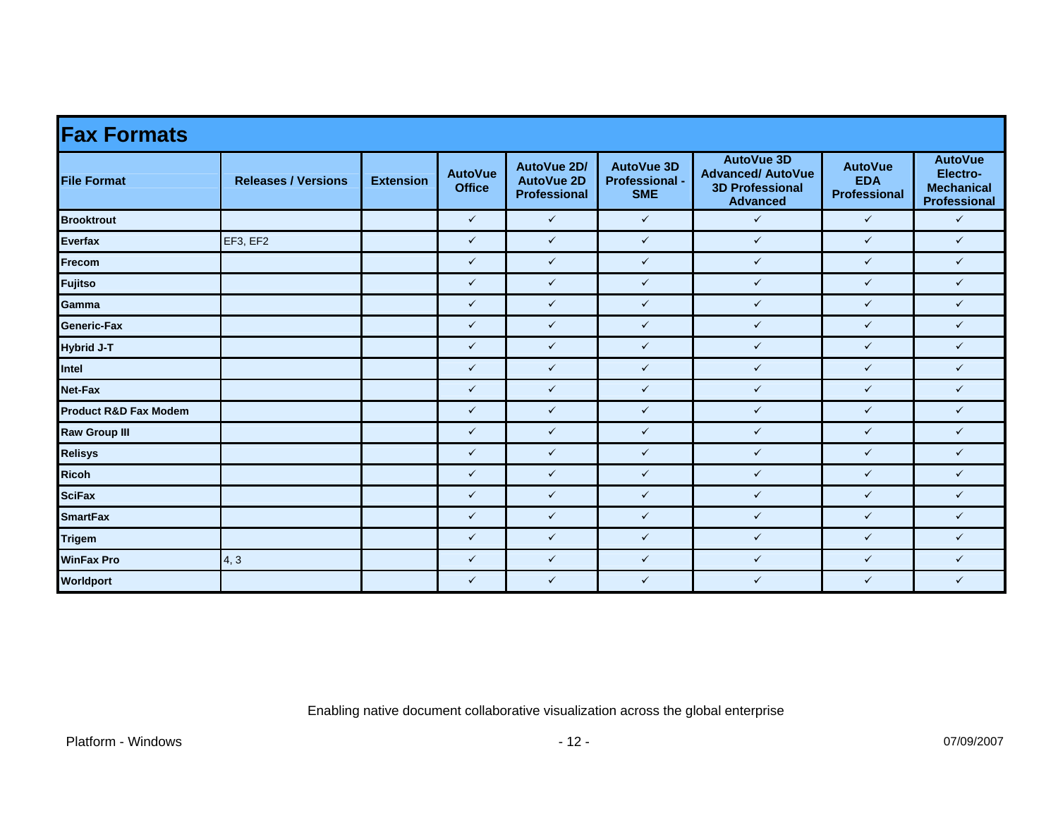## Fax Formats

| File Format | Releases / Versions | Extension | AutoVue Office | AutoVue 2D/ AutoVue 2D Professional | AutoVue 3D Professional - SME | AutoVue 3D Advanced/ AutoVue 3D Professional Advanced | AutoVue EDA Professional | AutoVue Electro-Mechanical Professional |
|---|---|---|---|---|---|---|---|---|
| **Brooktrout** | | | ✓ | ✓ | ✓ | ✓ | ✓ | ✓ |
| **Everfax** | EF3, EF2 | | ✓ | ✓ | ✓ | ✓ | ✓ | ✓ |
| **Frecom** | | | ✓ | ✓ | ✓ | ✓ | ✓ | ✓ |
| **Fujitso** | | | ✓ | ✓ | ✓ | ✓ | ✓ | ✓ |
| **Gamma** | | | ✓ | ✓ | ✓ | ✓ | ✓ | ✓ |
| **Generic-Fax** | | | ✓ | ✓ | ✓ | ✓ | ✓ | ✓ |
| **Hybrid J-T** | | | ✓ | ✓ | ✓ | ✓ | ✓ | ✓ |
| **Intel** | | | ✓ | ✓ | ✓ | ✓ | ✓ | ✓ |
| **Net-Fax** | | | ✓ | ✓ | ✓ | ✓ | ✓ | ✓ |
| **Product R&D Fax Modem** | | | ✓ | ✓ | ✓ | ✓ | ✓ | ✓ |
| **Raw Group III** | | | ✓ | ✓ | ✓ | ✓ | ✓ | ✓ |
| **Relisys** | | | ✓ | ✓ | ✓ | ✓ | ✓ | ✓ |
| **Ricoh** | | | ✓ | ✓ | ✓ | ✓ | ✓ | ✓ |
| **SciFax** | | | ✓ | ✓ | ✓ | ✓ | ✓ | ✓ |
| **SmartFax** | | | ✓ | ✓ | ✓ | ✓ | ✓ | ✓ |
| **Trigem** | | | ✓ | ✓ | ✓ | ✓ | ✓ | ✓ |
| **WinFax Pro** | 4, 3 | | ✓ | ✓ | ✓ | ✓ | ✓ | ✓ |
| **Worldport** | | | ✓ | ✓ | ✓ | ✓ | ✓ | ✓ |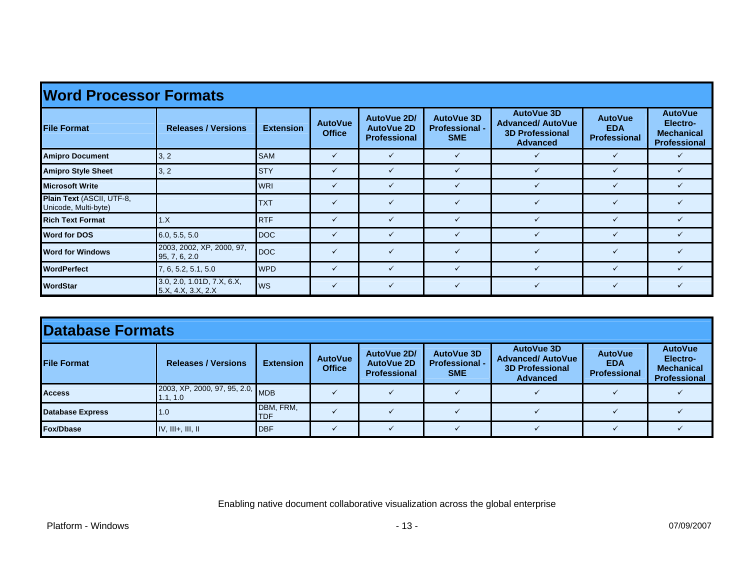## Word Processor Formats

| File Format | Releases / Versions | Extension | AutoVue Office | AutoVue 2D/ AutoVue 2D Professional | AutoVue 3D Professional - SME | AutoVue 3D Advanced/ AutoVue 3D Professional Advanced | AutoVue EDA Professional | AutoVue Electro-Mechanical Professional |
|---|---|---|---|---|---|---|---|---|
| **Amipro Document** | 3, 2 | SAM | ✓ | ✓ | ✓ | ✓ | ✓ | ✓ |
| **Amipro Style Sheet** | 3, 2 | STY | ✓ | ✓ | ✓ | ✓ | ✓ | ✓ |
| **Microsoft Write** | | WRI | ✓ | ✓ | ✓ | ✓ | ✓ | ✓ |
| **Plain Text** (ASCII, UTF-8, Unicode, Multi-byte) | | TXT | ✓ | ✓ | ✓ | ✓ | ✓ | ✓ |
| **Rich Text Format** | 1.X | RTF | ✓ | ✓ | ✓ | ✓ | ✓ | ✓ |
| **Word for DOS** | 6.0, 5.5, 5.0 | DOC | ✓ | ✓ | ✓ | ✓ | ✓ | ✓ |
| **Word for Windows** | 2003, 2002, XP, 2000, 97, 95, 7, 6, 2.0 | DOC | ✓ | ✓ | ✓ | ✓ | ✓ | ✓ |
| **WordPerfect** | 7, 6, 5.2, 5.1, 5.0 | WPD | ✓ | ✓ | ✓ | ✓ | ✓ | ✓ |
| **WordStar** | 3.0, 2.0, 1.01D, 7.X, 6.X, 5.X, 4.X, 3.X, 2.X | WS | ✓ | ✓ | ✓ | ✓ | ✓ | ✓ |

## Database Formats

| File Format | Releases / Versions | Extension | AutoVue Office | AutoVue 2D/ AutoVue 2D Professional | AutoVue 3D Professional - SME | AutoVue 3D Advanced/ AutoVue 3D Professional Advanced | AutoVue EDA Professional | AutoVue Electro-Mechanical Professional |
|---|---|---|---|---|---|---|---|---|
| **Access** | 2003, XP, 2000, 97, 95, 2.0, 1.1, 1.0 | MDB | ✓ | ✓ | ✓ | ✓ | ✓ | ✓ |
| **Database Express** | 1.0 | DBM, FRM, TDF | ✓ | ✓ | ✓ | ✓ | ✓ | ✓ |
| **Fox/Dbase** | IV, III+, III, II | DBF | ✓ | ✓ | ✓ | ✓ | ✓ | ✓ |

Enabling native document collaborative visualization across the global enterprise

Platform - Windows

07/09/2007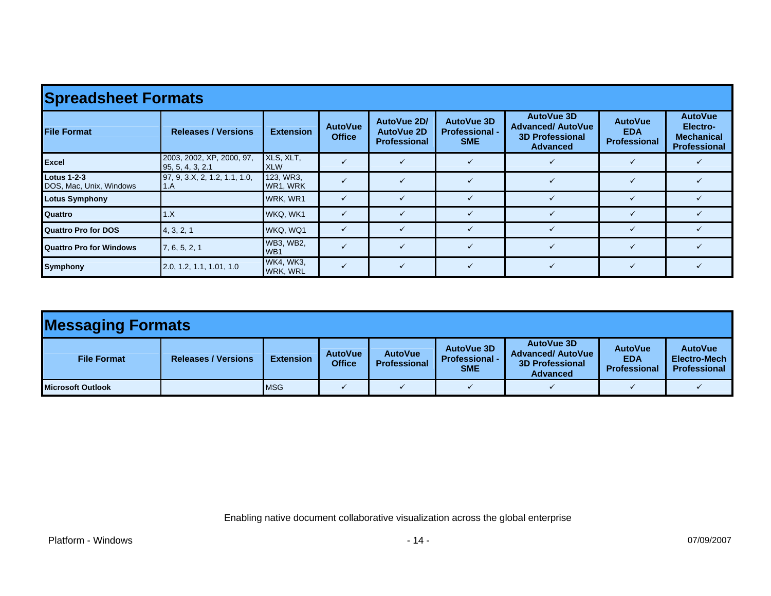## Spreadsheet Formats

| File Format | Releases / Versions | Extension | AutoVue Office | AutoVue 2D/ AutoVue 2D Professional | AutoVue 3D Professional - SME | AutoVue 3D Advanced/ AutoVue 3D Professional Advanced | AutoVue EDA Professional | AutoVue Electro-Mechanical Professional |
|---|---|---|---|---|---|---|---|---|
| **Excel** | 2003, 2002, XP, 2000, 97, 95, 5, 4, 3, 2.1 | XLS, XLT, XLW | ✓ | ✓ | ✓ | ✓ | ✓ | ✓ |
| **Lotus 1-2-3** DOS, Mac, Unix, Windows | 97, 9, 3.X, 2, 1.2, 1.1, 1.0, 1.A | 123, WR3, WR1, WRK | ✓ | ✓ | ✓ | ✓ | ✓ | ✓ |
| **Lotus Symphony** | | WRK, WR1 | ✓ | ✓ | ✓ | ✓ | ✓ | ✓ |
| **Quattro** | 1.X | WKQ, WK1 | ✓ | ✓ | ✓ | ✓ | ✓ | ✓ |
| **Quattro Pro for DOS** | 4, 3, 2, 1 | WKQ, WQ1 | ✓ | ✓ | ✓ | ✓ | ✓ | ✓ |
| **Quattro Pro for Windows** | 7, 6, 5, 2, 1 | WB3, WB2, WB1 | ✓ | ✓ | ✓ | ✓ | ✓ | ✓ |
| **Symphony** | 2.0, 1.2, 1.1, 1.01, 1.0 | WK4, WK3, WRK, WRL | ✓ | ✓ | ✓ | ✓ | ✓ | ✓ |

## Messaging Formats

| File Format | Releases / Versions | Extension | AutoVue Office | AutoVue Professional | AutoVue 3D Professional - SME | AutoVue 3D Advanced/ AutoVue 3D Professional Advanced | AutoVue EDA Professional | AutoVue Electro-Mech Professional |
|---|---|---|---|---|---|---|---|---|
| **Microsoft Outlook** | | MSG | ✓ | ✓ | ✓ | ✓ | ✓ | ✓ |

Enabling native document collaborative visualization across the global enterprise

Platform - Windows

07/09/2007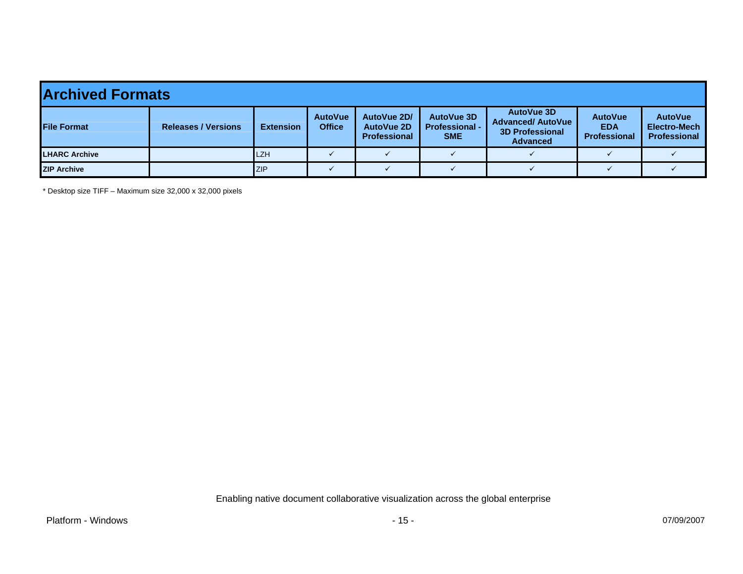## Archived Formats

| File Format | Releases / Versions | Extension | AutoVue Office | AutoVue 2D/ AutoVue 2D Professional | AutoVue 3D Professional - SME | AutoVue 3D Advanced/ AutoVue 3D Professional Advanced | AutoVue EDA Professional | AutoVue Electro-Mech Professional |
|---|---|---|---|---|---|---|---|---|
| **LHARC Archive** | | LZH | ✓ | ✓ | ✓ | ✓ | ✓ | ✓ |
| **ZIP Archive** | | ZIP | ✓ | ✓ | ✓ | ✓ | ✓ | ✓ |

* Desktop size TIFF – Maximum size 32,000 x 32,000 pixels

Enabling native document collaborative visualization across the global enterprise